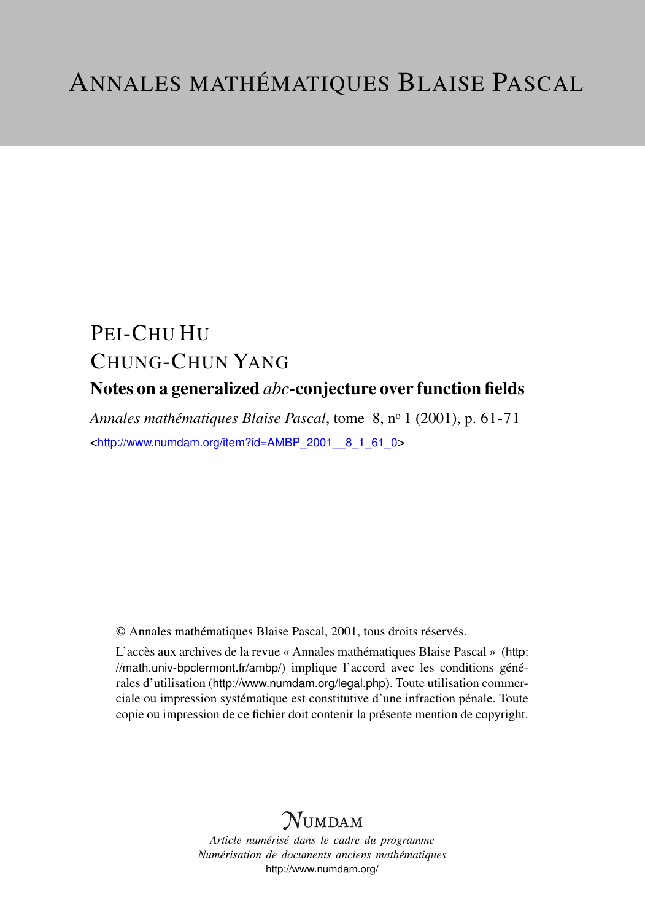# ANNALES MATHÉMATIQUES BLAISE PASCAL

PEI-CHU HU

CHUNG-CHUN YANG

## Notes on a generalized *abc*-conjecture over function fields

*Annales mathématiques Blaise Pascal*, tome 8, n° 1 (2001), p. 61-71

<http://www.numdam.org/item?id=AMBP_2001__8_1_61_0>

© Annales mathématiques Blaise Pascal, 2001, tous droits réservés.

L'accès aux archives de la revue « Annales mathématiques Blaise Pascal » (http://math.univ-bpclermont.fr/ambp/) implique l'accord avec les conditions générales d'utilisation (http://www.numdam.org/legal.php). Toute utilisation commerciale ou impression systématique est constitutive d'une infraction pénale. Toute copie ou impression de ce fichier doit contenir la présente mention de copyright.

NUMDAM

*Article numérisé dans le cadre du programme*
*Numérisation de documents anciens mathématiques*
http://www.numdam.org/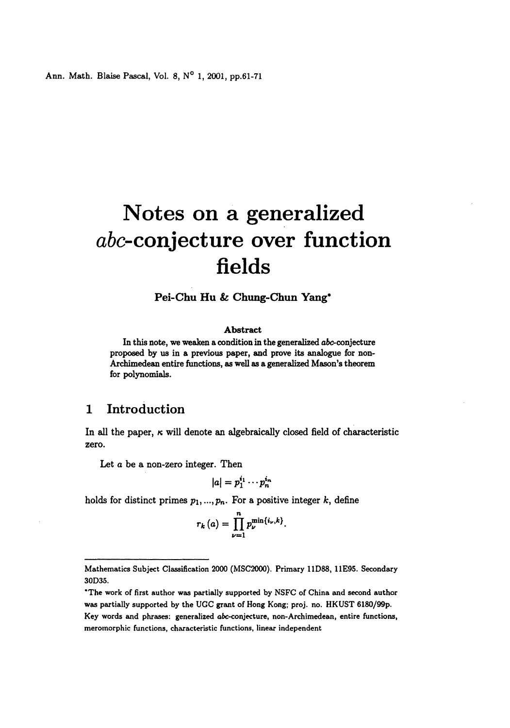# Notes on a generalized *abc*-conjecture over function fields

**Pei-Chu Hu & Chung-Chun Yang***

### Abstract

In this note, we weaken a condition in the generalized *abc*-conjecture proposed by us in a previous paper, and prove its analogue for non-Archimedean entire functions, as well as a generalized Mason's theorem for polynomials.

## 1 Introduction

In all the paper, $\kappa$ will denote an algebraically closed field of characteristic zero.

Let $a$ be a non-zero integer. Then

$$|a| = p_1^{i_1} \cdots p_n^{i_n}$$

holds for distinct primes $p_1, \ldots, p_n$. For a positive integer $k$, define

$$r_k(a) = \prod_{\nu=1}^{n} p_\nu^{\min\{i_\nu, k\}}.$$

---

Mathematics Subject Classification 2000 (MSC2000). Primary 11D88, 11E95. Secondary 30D35.

*The work of first author was partially supported by NSFC of China and second author was partially supported by the UGC grant of Hong Kong; proj. no. HKUST 6180/99p.

Key words and phrases: generalized *abc*-conjecture, non-Archimedean, entire functions, meromorphic functions, characteristic functions, linear independent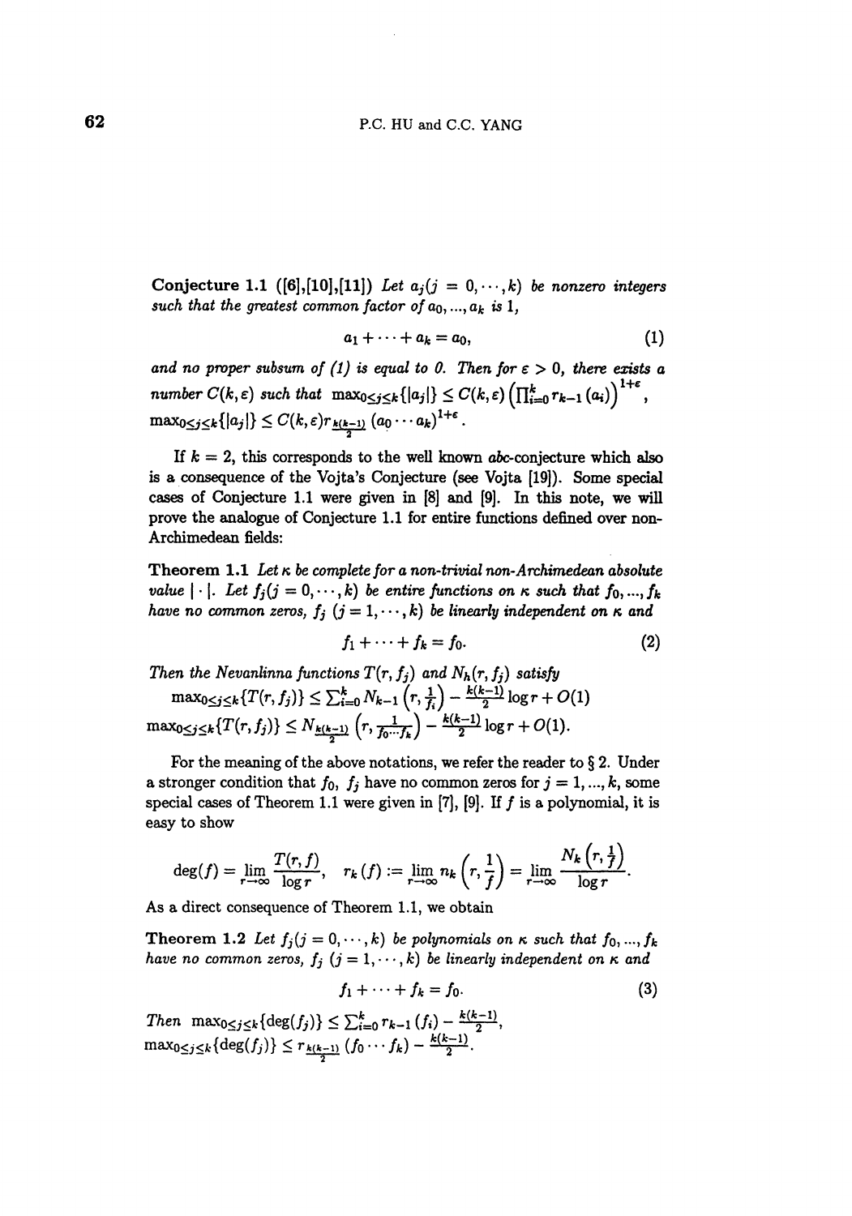**Conjecture 1.1** ([6],[10],[11]) *Let $a_j (j = 0, \cdots, k)$ be nonzero integers such that the greatest common factor of $a_0, ..., a_k$ is 1,*

$$a_1 + \cdots + a_k = a_0, \tag{1}$$

*and no proper subsum of (1) is equal to 0. Then for $\varepsilon > 0$, there exists a number $C(k, \varepsilon)$ such that $\max_{0 \le j \le k}\{|a_j|\} \le C(k, \varepsilon) \left(\prod_{i=0}^{k} r_{k-1}(a_i)\right)^{1+\varepsilon}$, $\max_{0 \le j \le k}\{|a_j|\} \le C(k, \varepsilon) r_{\frac{k(k-1)}{2}}(a_0 \cdots a_k)^{1+\varepsilon}$.*

If $k = 2$, this corresponds to the well known *abc*-conjecture which also is a consequence of the Vojta's Conjecture (see Vojta [19]). Some special cases of Conjecture 1.1 were given in [8] and [9]. In this note, we will prove the analogue of Conjecture 1.1 for entire functions defined over non-Archimedean fields:

**Theorem 1.1** *Let $\kappa$ be complete for a non-trivial non-Archimedean absolute value $|\cdot|$. Let $f_j (j = 0, \cdots, k)$ be entire functions on $\kappa$ such that $f_0, ..., f_k$ have no common zeros, $f_j$ $(j = 1, \cdots, k)$ be linearly independent on $\kappa$ and*

$$f_1 + \cdots + f_k = f_0. \tag{2}$$

*Then the Nevanlinna functions $T(r, f_j)$ and $N_h(r, f_j)$ satisfy*
$\max_{0 \le j \le k}\{T(r, f_j)\} \le \sum_{i=0}^{k} N_{k-1}\left(r, \frac{1}{f_i}\right) - \frac{k(k-1)}{2} \log r + O(1)$
$\max_{0 \le j \le k}\{T(r, f_j)\} \le N_{\frac{k(k-1)}{2}}\left(r, \frac{1}{f_0 \cdots f_k}\right) - \frac{k(k-1)}{2} \log r + O(1)$.

For the meaning of the above notations, we refer the reader to § 2. Under a stronger condition that $f_0$, $f_j$ have no common zeros for $j = 1, ..., k$, some special cases of Theorem 1.1 were given in [7], [9]. If $f$ is a polynomial, it is easy to show

$$\deg(f) = \lim_{r \to \infty} \frac{T(r, f)}{\log r}, \quad r_k(f) := \lim_{r \to \infty} n_k\left(r, \frac{1}{f}\right) = \lim_{r \to \infty} \frac{N_k\left(r, \frac{1}{f}\right)}{\log r}.$$

As a direct consequence of Theorem 1.1, we obtain

**Theorem 1.2** *Let $f_j (j = 0, \cdots, k)$ be polynomials on $\kappa$ such that $f_0, ..., f_k$ have no common zeros, $f_j$ $(j = 1, \cdots, k)$ be linearly independent on $\kappa$ and*

$$f_1 + \cdots + f_k = f_0. \tag{3}$$

*Then* $\max_{0 \le j \le k}\{\deg(f_j)\} \le \sum_{i=0}^{k} r_{k-1}(f_i) - \frac{k(k-1)}{2}$,
$\max_{0 \le j \le k}\{\deg(f_j)\} \le r_{\frac{k(k-1)}{2}}(f_0 \cdots f_k) - \frac{k(k-1)}{2}$.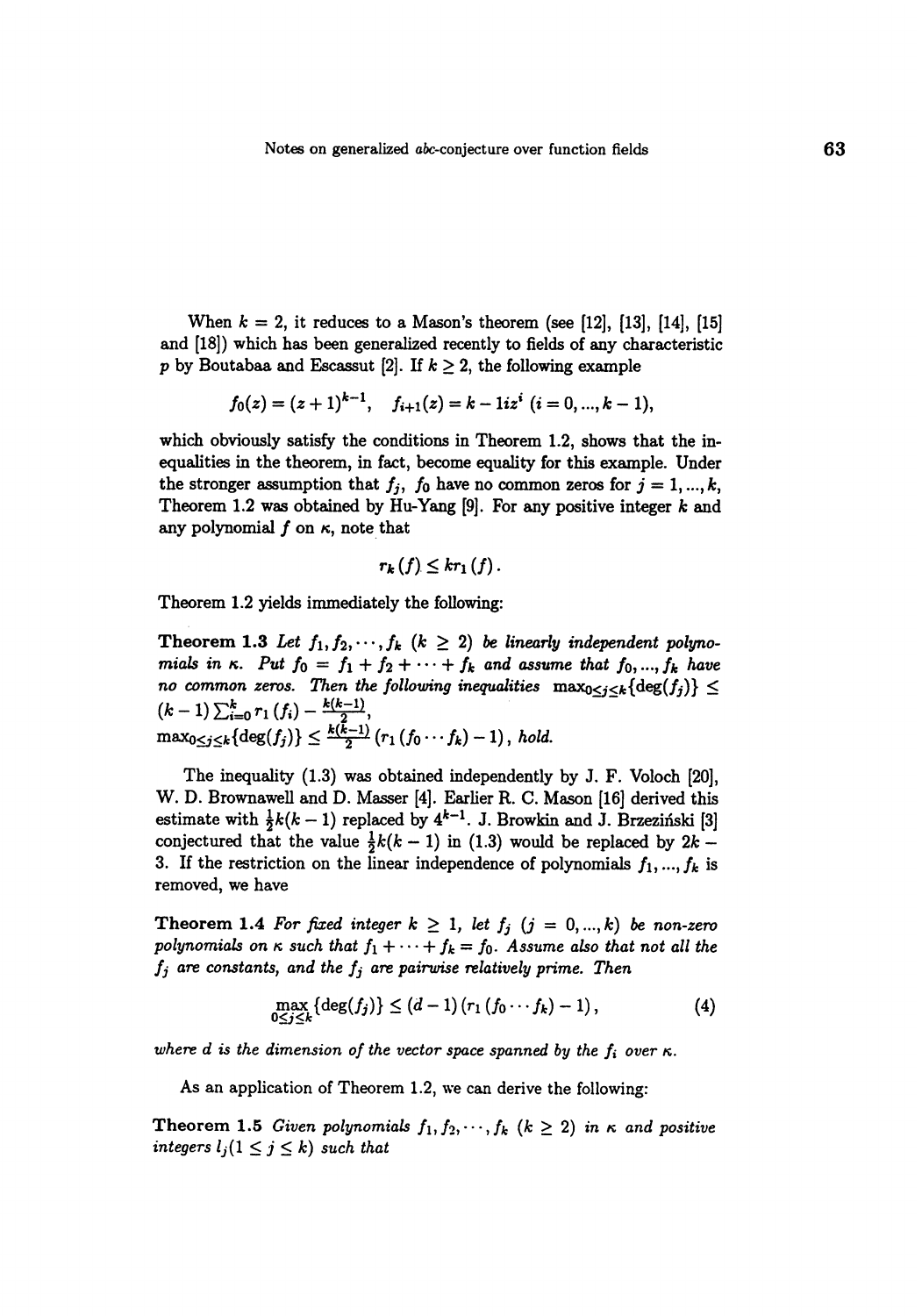When $k = 2$, it reduces to a Mason's theorem (see [12], [13], [14], [15] and [18]) which has been generalized recently to fields of any characteristic $p$ by Boutabaa and Escassut [2]. If $k \geq 2$, the following example

$$f_0(z) = (z+1)^{k-1}, \quad f_{i+1}(z) = k - 1iz^i \ (i = 0, ..., k-1),$$

which obviously satisfy the conditions in Theorem 1.2, shows that the inequalities in the theorem, in fact, become equality for this example. Under the stronger assumption that $f_j$, $f_0$ have no common zeros for $j = 1, ..., k$, Theorem 1.2 was obtained by Hu-Yang [9]. For any positive integer $k$ and any polynomial $f$ on $\kappa$, note that

$$r_k(f) \leq kr_1(f).$$

Theorem 1.2 yields immediately the following:

**Theorem 1.3** *Let $f_1, f_2, \cdots, f_k$ ($k \geq 2$) be linearly independent polynomials in $\kappa$. Put $f_0 = f_1 + f_2 + \cdots + f_k$ and assume that $f_0, ..., f_k$ have no common zeros. Then the following inequalities* $\max_{0 \leq j \leq k}\{\deg(f_j)\} \leq (k-1)\sum_{i=0}^{k} r_1(f_i) - \frac{k(k-1)}{2}$,
$\max_{0 \leq j \leq k}\{\deg(f_j)\} \leq \frac{k(k-1)}{2}(r_1(f_0 \cdots f_k) - 1)$, *hold.*

The inequality (1.3) was obtained independently by J. F. Voloch [20], W. D. Brownawell and D. Masser [4]. Earlier R. C. Mason [16] derived this estimate with $\frac{1}{2}k(k-1)$ replaced by $4^{k-1}$. J. Browkin and J. Brzeziński [3] conjectured that the value $\frac{1}{2}k(k-1)$ in (1.3) would be replaced by $2k-3$. If the restriction on the linear independence of polynomials $f_1, ..., f_k$ is removed, we have

**Theorem 1.4** *For fixed integer $k \geq 1$, let $f_j$ ($j = 0, ..., k$) be non-zero polynomials on $\kappa$ such that $f_1 + \cdots + f_k = f_0$. Assume also that not all the $f_j$ are constants, and the $f_j$ are pairwise relatively prime. Then*

$$\max_{0 \leq j \leq k}\{\deg(f_j)\} \leq (d-1)(r_1(f_0 \cdots f_k) - 1), \tag{4}$$

*where $d$ is the dimension of the vector space spanned by the $f_i$ over $\kappa$.*

As an application of Theorem 1.2, we can derive the following:

**Theorem 1.5** *Given polynomials $f_1, f_2, \cdots, f_k$ ($k \geq 2$) in $\kappa$ and positive integers $l_j (1 \leq j \leq k)$ such that*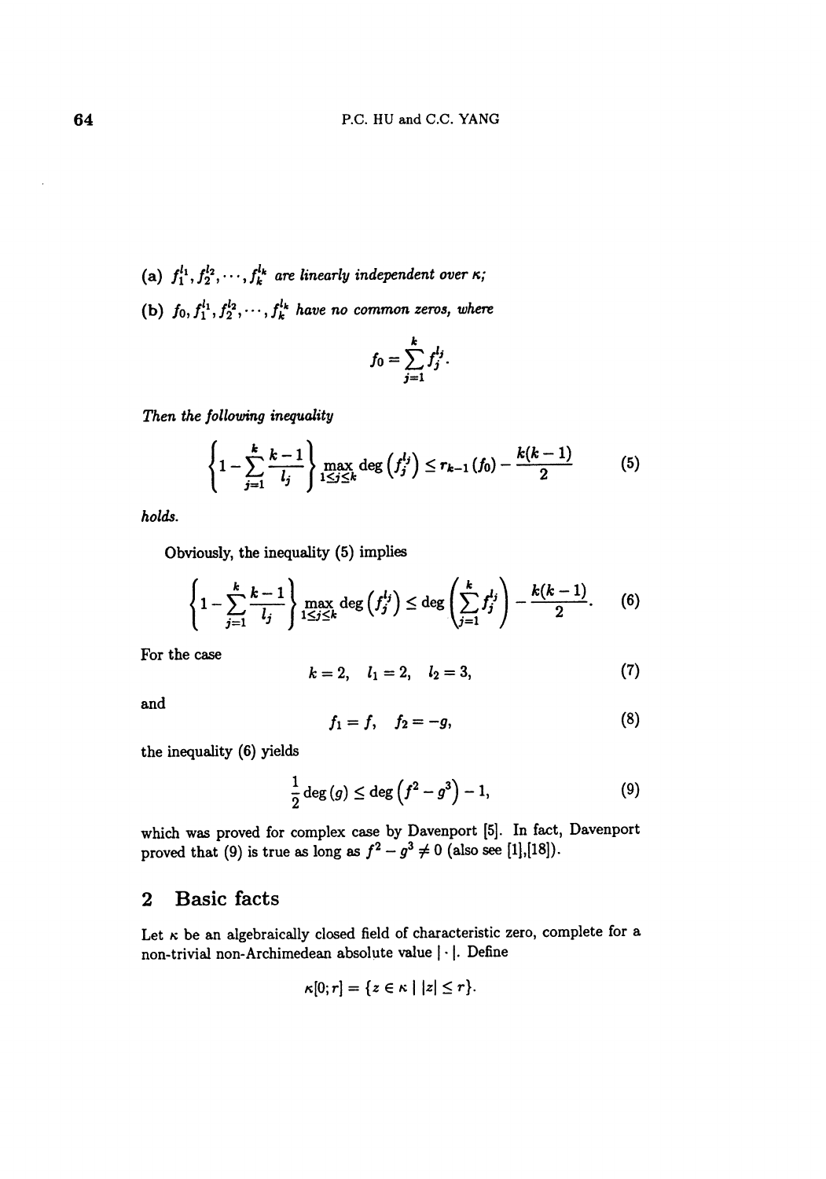(a) $f_1^{l_1}, f_2^{l_2}, \cdots, f_k^{l_k}$ *are linearly independent over* $\kappa$;

(b) $f_0, f_1^{l_1}, f_2^{l_2}, \cdots, f_k^{l_k}$ *have no common zeros, where*

$$f_0 = \sum_{j=1}^{k} f_j^{l_j}.$$

*Then the following inequality*

$$\left\{1 - \sum_{j=1}^{k} \frac{k-1}{l_j}\right\} \max_{1 \le j \le k} \deg\left(f_j^{l_j}\right) \le r_{k-1}(f_0) - \frac{k(k-1)}{2} \tag{5}$$

*holds.*

Obviously, the inequality (5) implies

$$\left\{1 - \sum_{j=1}^{k} \frac{k-1}{l_j}\right\} \max_{1 \le j \le k} \deg\left(f_j^{l_j}\right) \le \deg\left(\sum_{j=1}^{k} f_j^{l_j}\right) - \frac{k(k-1)}{2}. \tag{6}$$

For the case

$$k = 2, \quad l_1 = 2, \quad l_2 = 3, \tag{7}$$

and

$$f_1 = f, \quad f_2 = -g, \tag{8}$$

the inequality (6) yields

$$\frac{1}{2}\deg(g) \le \deg\left(f^2 - g^3\right) - 1, \tag{9}$$

which was proved for complex case by Davenport [5]. In fact, Davenport proved that (9) is true as long as $f^2 - g^3 \neq 0$ (also see [1],[18]).

## 2 Basic facts

Let $\kappa$ be an algebraically closed field of characteristic zero, complete for a non-trivial non-Archimedean absolute value $|\cdot|$. Define

$$\kappa[0; r] = \{z \in \kappa \mid |z| \le r\}.$$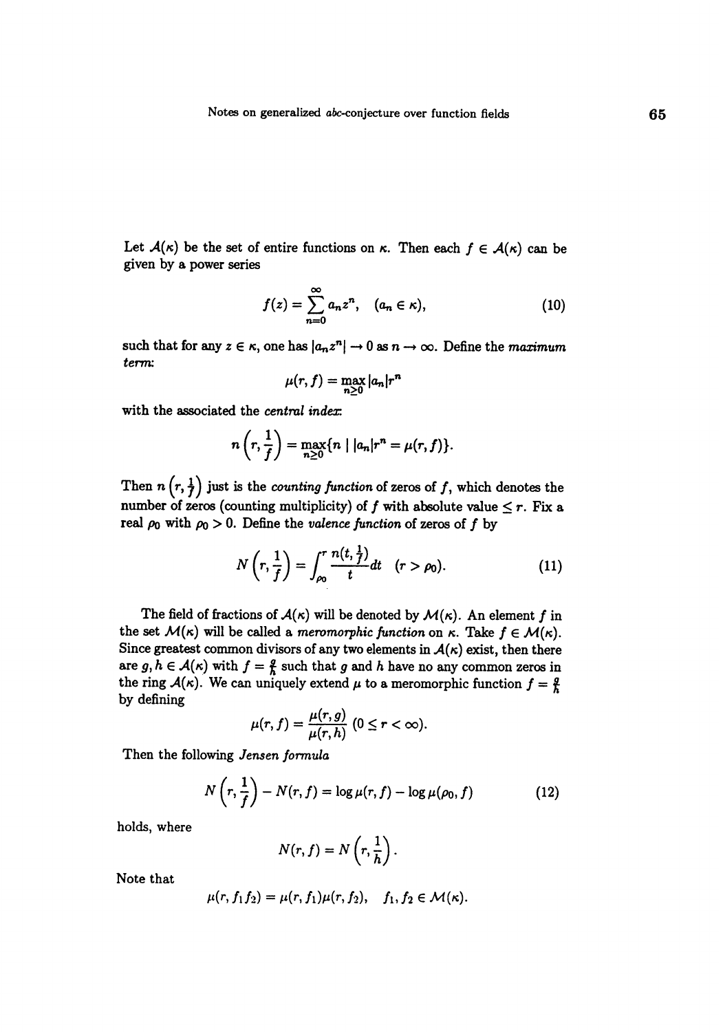Let $\mathcal{A}(\kappa)$ be the set of entire functions on $\kappa$. Then each $f \in \mathcal{A}(\kappa)$ can be given by a power series

$$f(z) = \sum_{n=0}^{\infty} a_n z^n, \quad (a_n \in \kappa), \tag{10}$$

such that for any $z \in \kappa$, one has $|a_n z^n| \to 0$ as $n \to \infty$. Define the *maximum term*:

$$\mu(r, f) = \max_{n \geq 0} |a_n| r^n$$

with the associated the *central index*:

$$n\left(r, \frac{1}{f}\right) = \max_{n \geq 0} \{n \mid |a_n| r^n = \mu(r, f)\}.$$

Then $n\left(r, \frac{1}{f}\right)$ just is the *counting function* of zeros of $f$, which denotes the number of zeros (counting multiplicity) of $f$ with absolute value $\leq r$. Fix a real $\rho_0$ with $\rho_0 > 0$. Define the *valence function* of zeros of $f$ by

$$N\left(r, \frac{1}{f}\right) = \int_{\rho_0}^{r} \frac{n(t, \frac{1}{f})}{t} dt \quad (r > \rho_0). \tag{11}$$

The field of fractions of $\mathcal{A}(\kappa)$ will be denoted by $\mathcal{M}(\kappa)$. An element $f$ in the set $\mathcal{M}(\kappa)$ will be called a *meromorphic function* on $\kappa$. Take $f \in \mathcal{M}(\kappa)$. Since greatest common divisors of any two elements in $\mathcal{A}(\kappa)$ exist, then there are $g, h \in \mathcal{A}(\kappa)$ with $f = \frac{g}{h}$ such that $g$ and $h$ have no any common zeros in the ring $\mathcal{A}(\kappa)$. We can uniquely extend $\mu$ to a meromorphic function $f = \frac{g}{h}$ by defining

$$\mu(r, f) = \frac{\mu(r, g)}{\mu(r, h)} \quad (0 \leq r < \infty).$$

Then the following *Jensen formula*

$$N\left(r, \frac{1}{f}\right) - N(r, f) = \log \mu(r, f) - \log \mu(\rho_0, f) \tag{12}$$

holds, where

$$N(r, f) = N\left(r, \frac{1}{h}\right).$$

Note that

$$\mu(r, f_1 f_2) = \mu(r, f_1)\mu(r, f_2), \quad f_1, f_2 \in \mathcal{M}(\kappa).$$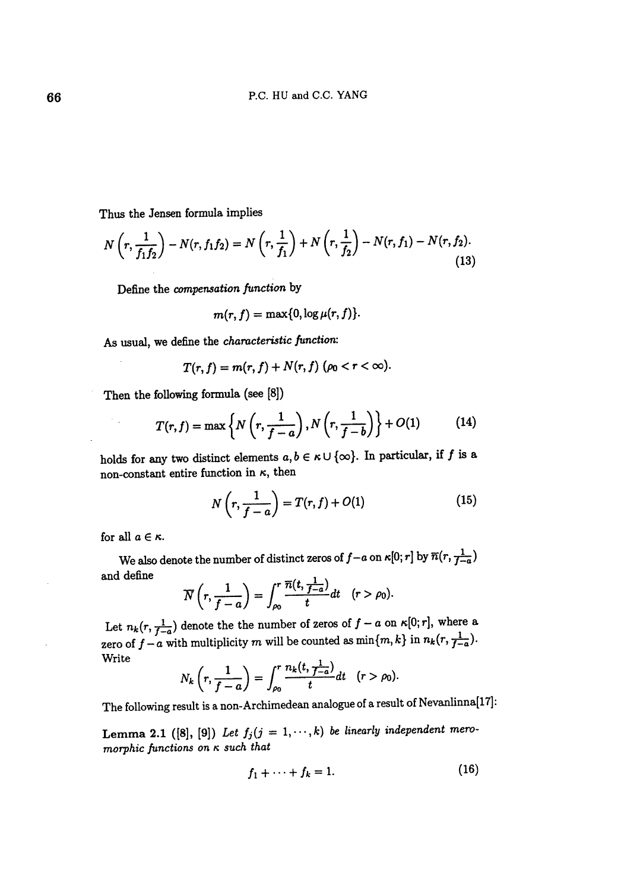Thus the Jensen formula implies

$$N\left(r, \frac{1}{f_1 f_2}\right) - N(r, f_1 f_2) = N\left(r, \frac{1}{f_1}\right) + N\left(r, \frac{1}{f_2}\right) - N(r, f_1) - N(r, f_2). \tag{13}$$

Define the *compensation function* by

$$m(r, f) = \max\{0, \log \mu(r, f)\}.$$

As usual, we define the *characteristic function*:

$$T(r, f) = m(r, f) + N(r, f) \ (\rho_0 < r < \infty).$$

Then the following formula (see [8])

$$T(r, f) = \max\left\{N\left(r, \frac{1}{f-a}\right), N\left(r, \frac{1}{f-b}\right)\right\} + O(1) \tag{14}$$

holds for any two distinct elements $a, b \in \kappa \cup \{\infty\}$. In particular, if $f$ is a non-constant entire function in $\kappa$, then

$$N\left(r, \frac{1}{f-a}\right) = T(r, f) + O(1) \tag{15}$$

for all $a \in \kappa$.

We also denote the number of distinct zeros of $f-a$ on $\kappa[0; r]$ by $\overline{n}(r, \frac{1}{f-a})$ and define

$$\overline{N}\left(r, \frac{1}{f-a}\right) = \int_{\rho_0}^{r} \frac{\overline{n}(t, \frac{1}{f-a})}{t} dt \quad (r > \rho_0).$$

Let $n_k(r, \frac{1}{f-a})$ denote the the number of zeros of $f - a$ on $\kappa[0; r]$, where a zero of $f - a$ with multiplicity $m$ will be counted as $\min\{m, k\}$ in $n_k(r, \frac{1}{f-a})$. Write

$$N_k\left(r, \frac{1}{f-a}\right) = \int_{\rho_0}^{r} \frac{n_k(t, \frac{1}{f-a})}{t} dt \quad (r > \rho_0).$$

The following result is a non-Archimedean analogue of a result of Nevanlinna[17]:

**Lemma 2.1** ([8], [9]) *Let $f_j (j = 1, \cdots, k)$ be linearly independent meromorphic functions on $\kappa$ such that*

$$f_1 + \cdots + f_k = 1. \tag{16}$$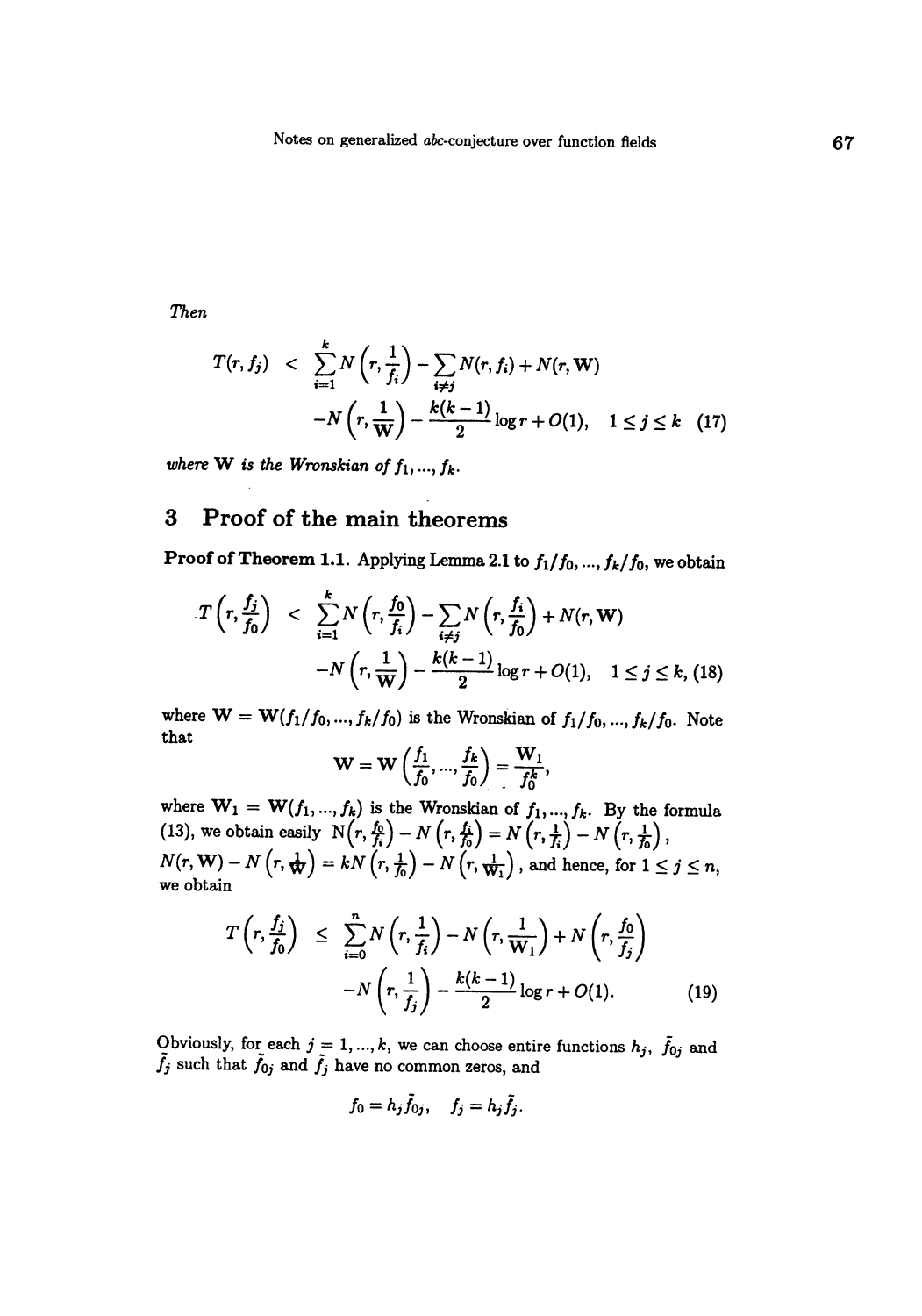*Then*

$$
\begin{aligned}
T(r, f_j) \;&<\; \sum_{i=1}^{k} N\left(r, \frac{1}{f_i}\right) - \sum_{i \neq j} N(r, f_i) + N(r, \mathbf{W}) \\
&\quad - N\left(r, \frac{1}{\mathbf{W}}\right) - \frac{k(k-1)}{2} \log r + O(1), \quad 1 \leq j \leq k \quad (17)
\end{aligned}
$$

*where* $\mathbf{W}$ *is the Wronskian of* $f_1, \ldots, f_k$.

## 3 Proof of the main theorems

**Proof of Theorem 1.1.** Applying Lemma 2.1 to $f_1/f_0, \ldots, f_k/f_0$, we obtain

$$
\begin{aligned}
T\left(r, \frac{f_j}{f_0}\right) \;&<\; \sum_{i=1}^{k} N\left(r, \frac{f_0}{f_i}\right) - \sum_{i \neq j} N\left(r, \frac{f_i}{f_0}\right) + N(r, \mathbf{W}) \\
&\quad - N\left(r, \frac{1}{\mathbf{W}}\right) - \frac{k(k-1)}{2} \log r + O(1), \quad 1 \leq j \leq k, \; (18)
\end{aligned}
$$

where $\mathbf{W} = \mathbf{W}(f_1/f_0, \ldots, f_k/f_0)$ is the Wronskian of $f_1/f_0, \ldots, f_k/f_0$. Note that

$$
\mathbf{W} = \mathbf{W}\left(\frac{f_1}{f_0}, \ldots, \frac{f_k}{f_0}\right) = \frac{\mathbf{W}_1}{f_0^k},
$$

where $\mathbf{W}_1 = \mathbf{W}(f_1, \ldots, f_k)$ is the Wronskian of $f_1, \ldots, f_k$. By the formula (13), we obtain easily $N\left(r, \frac{f_0}{f_i}\right) - N\left(r, \frac{f_i}{f_0}\right) = N\left(r, \frac{1}{f_i}\right) - N\left(r, \frac{1}{f_0}\right)$, $N(r, \mathbf{W}) - N\left(r, \frac{1}{\mathbf{W}}\right) = kN\left(r, \frac{1}{f_0}\right) - N\left(r, \frac{1}{\mathbf{W}_1}\right)$, and hence, for $1 \leq j \leq n$, we obtain

$$
\begin{aligned}
T\left(r, \frac{f_j}{f_0}\right) \;&\leq\; \sum_{i=0}^{n} N\left(r, \frac{1}{f_i}\right) - N\left(r, \frac{1}{\mathbf{W}_1}\right) + N\left(r, \frac{f_0}{f_j}\right) \\
&\quad - N\left(r, \frac{1}{f_j}\right) - \frac{k(k-1)}{2} \log r + O(1). \qquad (19)
\end{aligned}
$$

Obviously, for each $j = 1, \ldots, k$, we can choose entire functions $h_j$, $\tilde{f}_{0j}$ and $\tilde{f}_j$ such that $\tilde{f}_{0j}$ and $\tilde{f}_j$ have no common zeros, and

$$
f_0 = h_j \tilde{f}_{0j}, \quad f_j = h_j \tilde{f}_j.
$$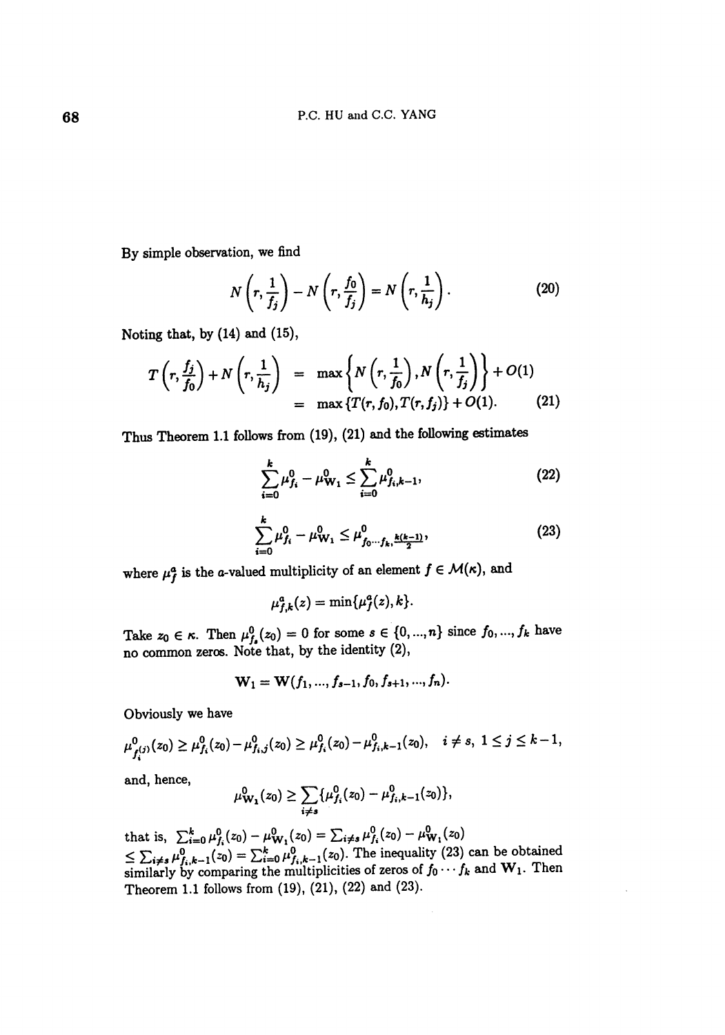By simple observation, we find

$$N\left(r, \frac{1}{f_j}\right) - N\left(r, \frac{f_0}{f_j}\right) = N\left(r, \frac{1}{h_j}\right). \tag{20}$$

Noting that, by (14) and (15),

$$\begin{aligned} T\left(r, \frac{f_j}{f_0}\right) + N\left(r, \frac{1}{h_j}\right) &= \max\left\{N\left(r, \frac{1}{f_0}\right), N\left(r, \frac{1}{f_j}\right)\right\} + O(1) \\ &= \max\{T(r, f_0), T(r, f_j)\} + O(1). \end{aligned} \tag{21}$$

Thus Theorem 1.1 follows from (19), (21) and the following estimates

$$\sum_{i=0}^{k} \mu_{f_i}^0 - \mu_{\mathbf{W}_1}^0 \leq \sum_{i=0}^{k} \mu_{f_i,k-1}^0, \tag{22}$$

$$\sum_{i=0}^{k} \mu_{f_i}^0 - \mu_{\mathbf{W}_1}^0 \leq \mu_{f_0 \cdots f_k, \frac{k(k-1)}{2}}^0, \tag{23}$$

where $\mu_f^a$ is the $a$-valued multiplicity of an element $f \in \mathcal{M}(\kappa)$, and

$$\mu_{f,k}^a(z) = \min\{\mu_f^a(z), k\}.$$

Take $z_0 \in \kappa$. Then $\mu_{f_s}^0(z_0) = 0$ for some $s \in \{0, ..., n\}$ since $f_0, ..., f_k$ have no common zeros. Note that, by the identity (2),

$$\mathbf{W}_1 = \mathbf{W}(f_1, ..., f_{s-1}, f_0, f_{s+1}, ..., f_n).$$

Obviously we have

$$\mu_{f_i^{(j)}}^0(z_0) \geq \mu_{f_i}^0(z_0) - \mu_{f_i,j}^0(z_0) \geq \mu_{f_i}^0(z_0) - \mu_{f_i,k-1}^0(z_0), \quad i \neq s, \ 1 \leq j \leq k-1,$$

and, hence,

$$\mu_{\mathbf{W}_1}^0(z_0) \geq \sum_{i \neq s} \{\mu_{f_i}^0(z_0) - \mu_{f_i,k-1}^0(z_0)\},$$

that is, $\sum_{i=0}^{k} \mu_{f_i}^0(z_0) - \mu_{\mathbf{W}_1}^0(z_0) = \sum_{i \neq s} \mu_{f_i}^0(z_0) - \mu_{\mathbf{W}_1}^0(z_0)$ $\leq \sum_{i \neq s} \mu_{f_i,k-1}^0(z_0) = \sum_{i=0}^{k} \mu_{f_i,k-1}^0(z_0)$. The inequality (23) can be obtained similarly by comparing the multiplicities of zeros of $f_0 \cdots f_k$ and $\mathbf{W}_1$. Then Theorem 1.1 follows from (19), (21), (22) and (23).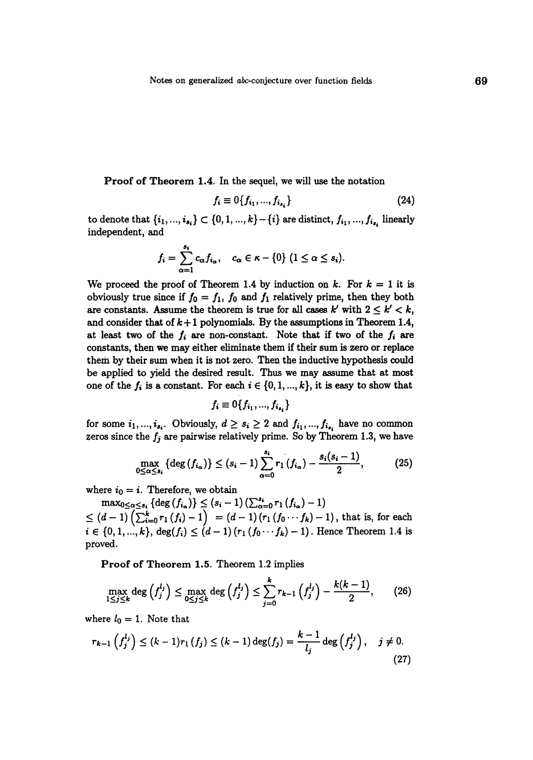**Proof of Theorem 1.4.** In the sequel, we will use the notation

$$f_i \equiv 0\{f_{i_1}, ..., f_{i_{s_i}}\} \tag{24}$$

to denote that $\{i_1, ..., i_{s_i}\} \subset \{0, 1, ..., k\} - \{i\}$ are distinct, $f_{i_1}, ..., f_{i_{s_i}}$ linearly independent, and

$$f_i = \sum_{\alpha=1}^{s_i} c_\alpha f_{i_\alpha}, \quad c_\alpha \in \kappa - \{0\} \ (1 \leq \alpha \leq s_i).$$

We proceed the proof of Theorem 1.4 by induction on $k$. For $k = 1$ it is obviously true since if $f_0 = f_1$, $f_0$ and $f_1$ relatively prime, then they both are constants. Assume the theorem is true for all cases $k'$ with $2 \leq k' < k$, and consider that of $k+1$ polynomials. By the assumptions in Theorem 1.4, at least two of the $f_i$ are non-constant. Note that if two of the $f_i$ are constants, then we may either eliminate them if their sum is zero or replace them by their sum when it is not zero. Then the inductive hypothesis could be applied to yield the desired result. Thus we may assume that at most one of the $f_i$ is a constant. For each $i \in \{0, 1, ..., k\}$, it is easy to show that

$$f_i \equiv 0\{f_{i_1}, ..., f_{i_{s_i}}\}$$

for some $i_1, ..., i_{s_i}$. Obviously, $d \geq s_i \geq 2$ and $f_{i_1}, ..., f_{i_{s_i}}$ have no common zeros since the $f_j$ are pairwise relatively prime. So by Theorem 1.3, we have

$$\max_{0 \leq \alpha \leq s_i} \{\deg(f_{i_\alpha})\} \leq (s_i - 1) \sum_{\alpha=0}^{s_i} r_1(f_{i_\alpha}) - \frac{s_i(s_i - 1)}{2}, \tag{25}$$

where $i_0 = i$. Therefore, we obtain

$\max_{0 \leq \alpha \leq s_i} \{\deg(f_{i_\alpha})\} \leq (s_i - 1)\left(\sum_{\alpha=0}^{s_i} r_1(f_{i_\alpha}) - 1\right)$
$\leq (d-1)\left(\sum_{i=0}^{k} r_1(f_i) - 1\right) = (d-1)\left(r_1(f_0 \cdots f_k) - 1\right)$, that is, for each $i \in \{0, 1, ..., k\}$, $\deg(f_i) \leq (d-1)\left(r_1(f_0 \cdots f_k) - 1\right)$. Hence Theorem 1.4 is proved.

**Proof of Theorem 1.5.** Theorem 1.2 implies

$$\max_{1 \leq j \leq k} \deg\left(f_j^{l_j}\right) \leq \max_{0 \leq j \leq k} \deg\left(f_j^{l_j}\right) \leq \sum_{j=0}^{k} r_{k-1}\left(f_j^{l_j}\right) - \frac{k(k-1)}{2}, \tag{26}$$

where $l_0 = 1$. Note that

$$r_{k-1}\left(f_j^{l_j}\right) \leq (k-1) r_1(f_j) \leq (k-1)\deg(f_j) = \frac{k-1}{l_j} \deg\left(f_j^{l_j}\right), \quad j \neq 0. \tag{27}$$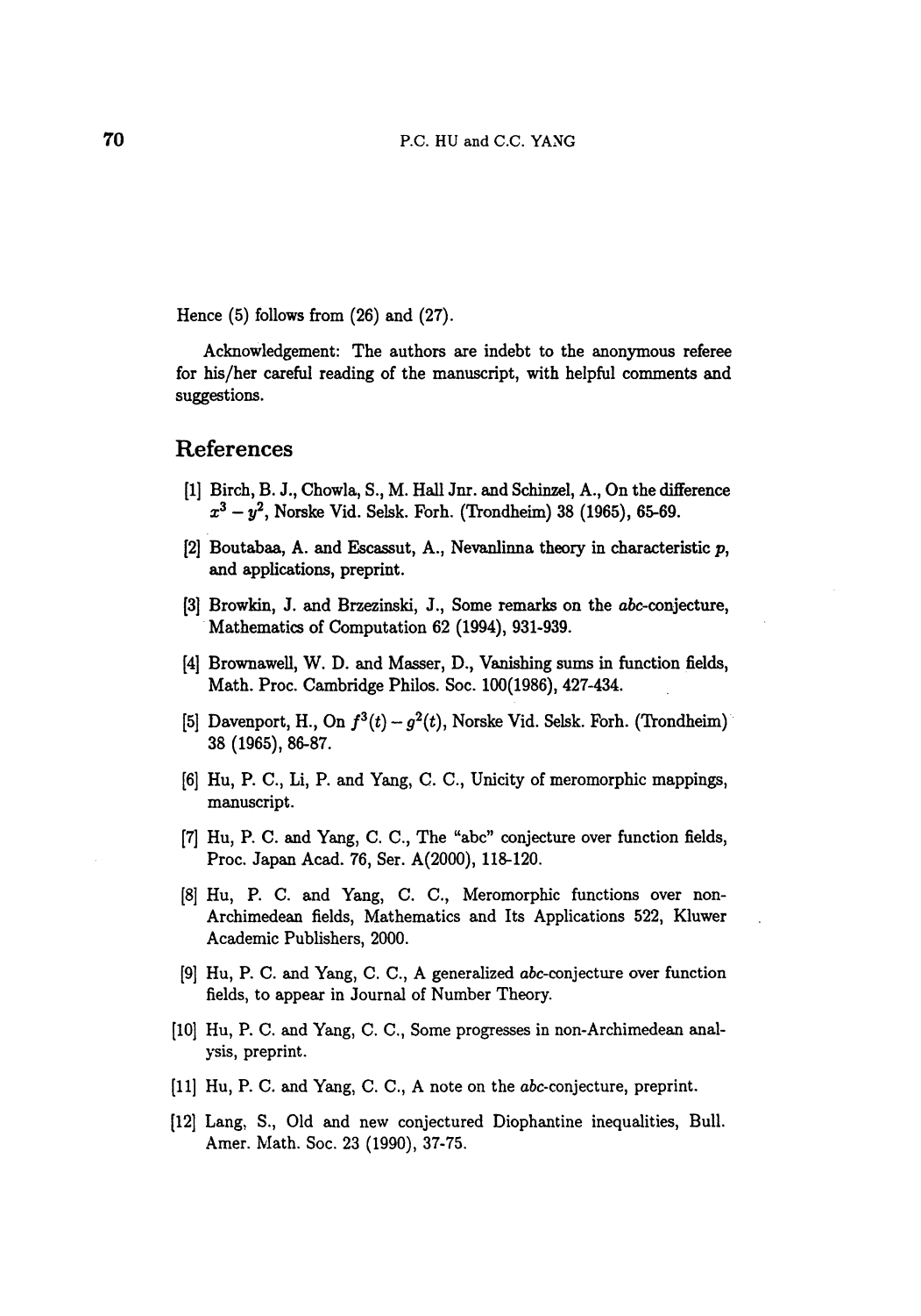Hence (5) follows from (26) and (27).

Acknowledgement: The authors are indebt to the anonymous referee for his/her careful reading of the manuscript, with helpful comments and suggestions.

# References

[1] Birch, B. J., Chowla, S., M. Hall Jnr. and Schinzel, A., On the difference $x^3 - y^2$, Norske Vid. Selsk. Forh. (Trondheim) 38 (1965), 65-69.

[2] Boutabaa, A. and Escassut, A., Nevanlinna theory in characteristic $p$, and applications, preprint.

[3] Browkin, J. and Brzezinski, J., Some remarks on the *abc*-conjecture, Mathematics of Computation 62 (1994), 931-939.

[4] Brownawell, W. D. and Masser, D., Vanishing sums in function fields, Math. Proc. Cambridge Philos. Soc. 100(1986), 427-434.

[5] Davenport, H., On $f^3(t) - g^2(t)$, Norske Vid. Selsk. Forh. (Trondheim) 38 (1965), 86-87.

[6] Hu, P. C., Li, P. and Yang, C. C., Unicity of meromorphic mappings, manuscript.

[7] Hu, P. C. and Yang, C. C., The "abc" conjecture over function fields, Proc. Japan Acad. 76, Ser. A(2000), 118-120.

[8] Hu, P. C. and Yang, C. C., Meromorphic functions over non-Archimedean fields, Mathematics and Its Applications 522, Kluwer Academic Publishers, 2000.

[9] Hu, P. C. and Yang, C. C., A generalized *abc*-conjecture over function fields, to appear in Journal of Number Theory.

[10] Hu, P. C. and Yang, C. C., Some progresses in non-Archimedean analysis, preprint.

[11] Hu, P. C. and Yang, C. C., A note on the *abc*-conjecture, preprint.

[12] Lang, S., Old and new conjectured Diophantine inequalities, Bull. Amer. Math. Soc. 23 (1990), 37-75.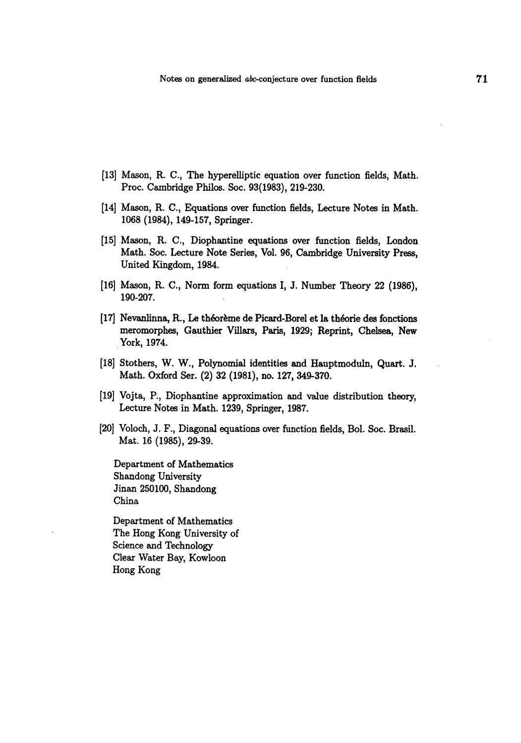[13] Mason, R. C., The hyperelliptic equation over function fields, Math. Proc. Cambridge Philos. Soc. 93(1983), 219-230.

[14] Mason, R. C., Equations over function fields, Lecture Notes in Math. 1068 (1984), 149-157, Springer.

[15] Mason, R. C., Diophantine equations over function fields, London Math. Soc. Lecture Note Series, Vol. 96, Cambridge University Press, United Kingdom, 1984.

[16] Mason, R. C., Norm form equations I, J. Number Theory 22 (1986), 190-207.

[17] Nevanlinna, R., Le théorème de Picard-Borel et la théorie des fonctions meromorphes, Gauthier Villars, Paris, 1929; Reprint, Chelsea, New York, 1974.

[18] Stothers, W. W., Polynomial identities and Hauptmoduln, Quart. J. Math. Oxford Ser. (2) 32 (1981), no. 127, 349-370.

[19] Vojta, P., Diophantine approximation and value distribution theory, Lecture Notes in Math. 1239, Springer, 1987.

[20] Voloch, J. F., Diagonal equations over function fields, Bol. Soc. Brasil. Mat. 16 (1985), 29-39.

Department of Mathematics
Shandong University
Jinan 250100, Shandong
China

Department of Mathematics
The Hong Kong University of
Science and Technology
Clear Water Bay, Kowloon
Hong Kong